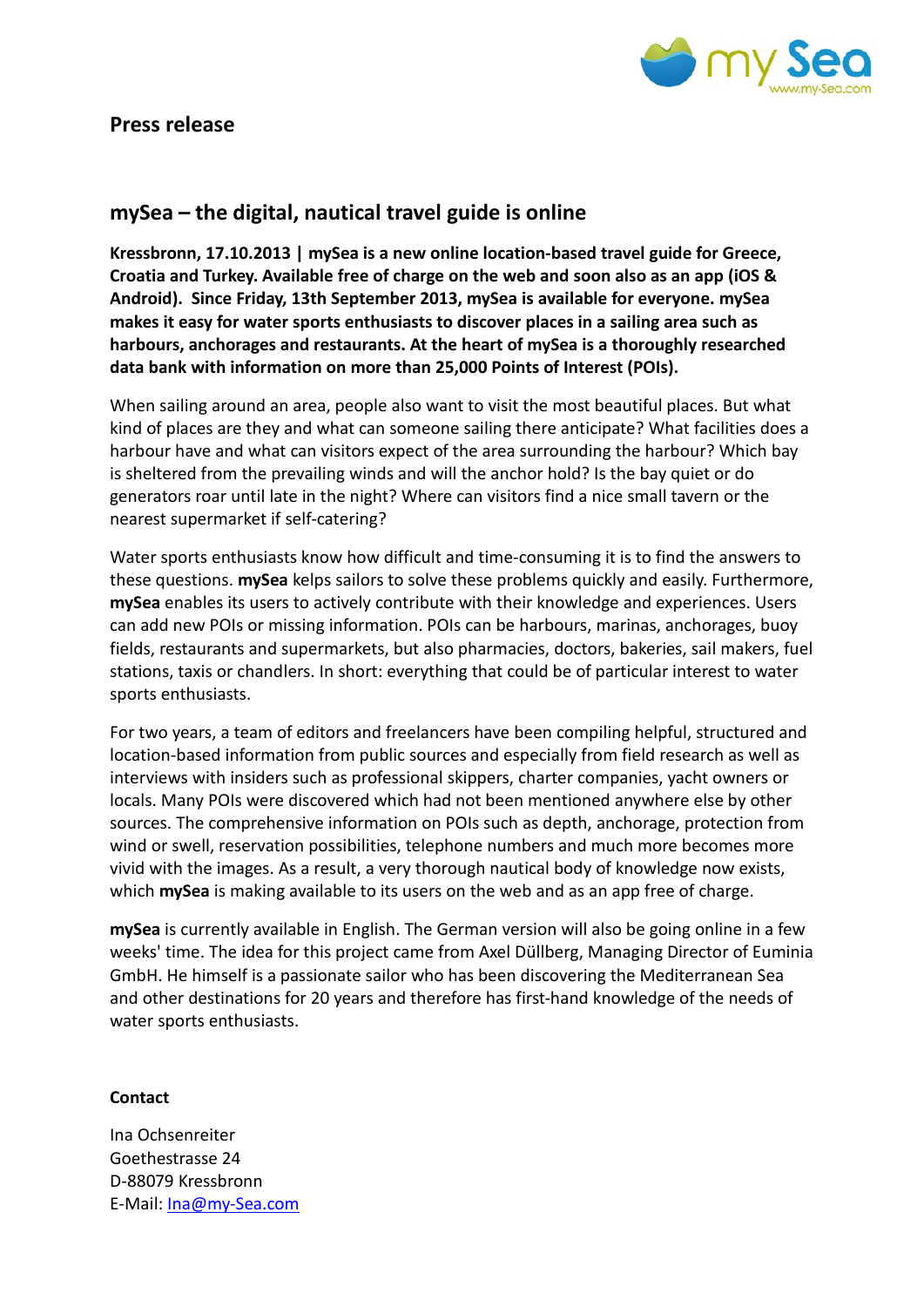## Press release

## mySea – the digital, nautical travel guide is online

**Kressbronn, 17.10.2013 | mySea is a new online location-based travel guide for Greece, Croatia and Turkey. Available free of charge on the web and soon also as an app (iOS & Android). Since Friday, 13th September 2013, mySea is available for everyone. mySea makes it easy for water sports enthusiasts to discover places in a sailing area such as harbours, anchorages and restaurants. At the heart of mySea is a thoroughly researched data bank with information on more than 25,000 Points of Interest (POIs).**

When sailing around an area, people also want to visit the most beautiful places. But what kind of places are they and what can someone sailing there anticipate? What facilities does a harbour have and what can visitors expect of the area surrounding the harbour? Which bay is sheltered from the prevailing winds and will the anchor hold? Is the bay quiet or do generators roar until late in the night? Where can visitors find a nice small tavern or the nearest supermarket if self-catering?

Water sports enthusiasts know how difficult and time-consuming it is to find the answers to these questions. **mySea** kelps sailors to solve these problems quickly and easily. Furthermore, **mySea** enables its users to actively contribute with their knowledge and experiences. Users can add new POIs or missing information. POIs can be harbours, marinas, anchorages, buoy fields, restaurants and supermarkets, but also pharmacies, doctors, bakeries, sail makers, fuel stations, taxis or chandlers. In short: everything that could be of particular interest to water sports enthusiasts.

For two years, a team of editors and freelancers have been compiling helpful, structured and location-based information from public sources and especially from field research as well as interviews with insiders such as professional skippers, charter companies, yacht owners or locals. Many POIs were discovered which had not been mentioned anywhere else by other sources. The comprehensive information on POIs such as depth, anchorage, protection from wind or swell, reservation possibilities, telephone numbers and much more becomes more vivid with the images. As a result, a very thorough nautical body of knowledge now exists, which **mySea** is making available to its users on the web and as an app free of charge.

**mySea** is currently available in English. The German version will also be going online in a few weeks' time. The idea for this project came from Axel Düllberg, Managing Director of Euminia GmbH. He himself is a passionate sailor who has been discovering the Mediterranean Sea and other destinations for 20 years and therefore has first-hand knowledge of the needs of water sports enthusiasts.

**Contact**

Ina Ochsenreiter
Goethestrasse 24
D-88079 Kressbronn
E-Mail: Ina@my-Sea.com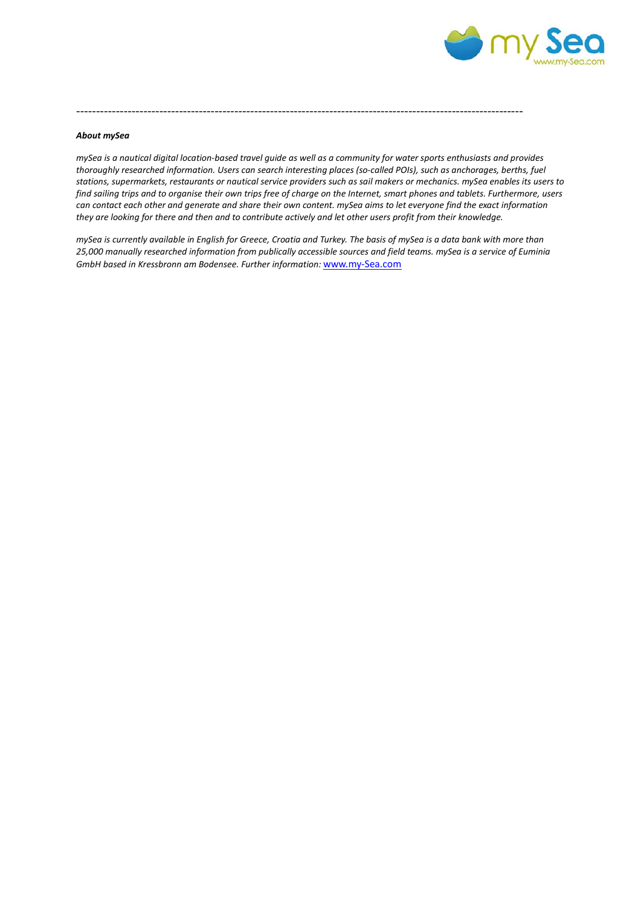---

***About mySea***

*mySea is a nautical digital location-based travel guide as well as a community for water sports enthusiasts and provides thoroughly researched information. Users can search interesting places (so-called POIs), such as anchorages, berths, fuel stations, supermarkets, restaurants or nautical service providers such as sail makers or mechanics. mySea enables its users to find sailing trips and to organise their own trips free of charge on the Internet, smart phones and tablets. Furthermore, users can contact each other and generate and share their own content. mySea aims to let everyone find the exact information they are looking for there and then and to contribute actively and let other users profit from their knowledge.*

*mySea is currently available in English for Greece, Croatia and Turkey. The basis of mySea is a data bank with more than 25,000 manually researched information from publically accessible sources and field teams. mySea is a service of Euminia GmbH based in Kressbronn am Bodensee. Further information:* www.my-Sea.com